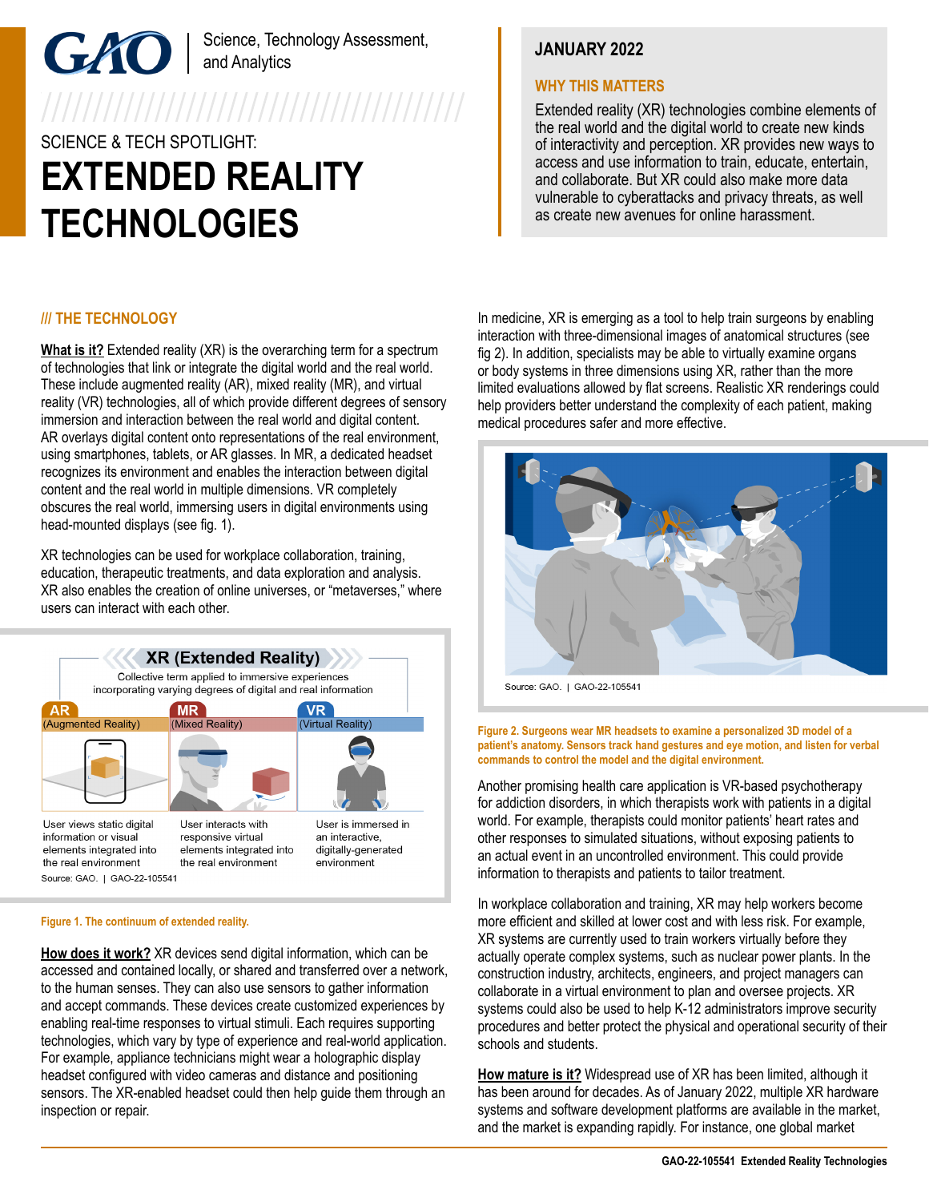GAO | Science, Technology Assessment, and Analytics

SCIENCE & TECH SPOTLIGHT:

# EXTENDED REALITY TECHNOLOGIES

**JANUARY 2022**

**WHY THIS MATTERS**

Extended reality (XR) technologies combine elements of the real world and the digital world to create new kinds of interactivity and perception. XR provides new ways to access and use information to train, educate, entertain, and collaborate. But XR could also make more data vulnerable to cyberattacks and privacy threats, as well as create new avenues for online harassment.

## /// THE TECHNOLOGY

**What is it?** Extended reality (XR) is the overarching term for a spectrum of technologies that link or integrate the digital world and the real world. These include augmented reality (AR), mixed reality (MR), and virtual reality (VR) technologies, all of which provide different degrees of sensory immersion and interaction between the real world and digital content. AR overlays digital content onto representations of the real environment, using smartphones, tablets, or AR glasses. In MR, a dedicated headset recognizes its environment and enables the interaction between digital content and the real world in multiple dimensions. VR completely obscures the real world, immersing users in digital environments using head-mounted displays (see fig. 1).

XR technologies can be used for workplace collaboration, training, education, therapeutic treatments, and data exploration and analysis. XR also enables the creation of online universes, or "metaverses," where users can interact with each other.

**XR (Extended Reality)**

Collective term applied to immersive experiences incorporating varying degrees of digital and real information

| AR (Augmented Reality) | MR (Mixed Reality) | VR (Virtual Reality) |
|---|---|---|
| User views static digital information or visual elements integrated into the real environment | User interacts with responsive virtual elements integrated into the real environment | User is immersed in an interactive, digitally-generated environment |

Source: GAO. | GAO-22-105541

Figure 1. The continuum of extended reality.

**How does it work?** XR devices send digital information, which can be accessed and contained locally, or shared and transferred over a network, to the human senses. They can also use sensors to gather information and accept commands. These devices create customized experiences by enabling real-time responses to virtual stimuli. Each requires supporting technologies, which vary by type of experience and real-world application. For example, appliance technicians might wear a holographic display headset configured with video cameras and distance and positioning sensors. The XR-enabled headset could then help guide them through an inspection or repair.

In medicine, XR is emerging as a tool to help train surgeons by enabling interaction with three-dimensional images of anatomical structures (see fig 2). In addition, specialists may be able to virtually examine organs or body systems in three dimensions using XR, rather than the more limited evaluations allowed by flat screens. Realistic XR renderings could help providers better understand the complexity of each patient, making medical procedures safer and more effective.

Source: GAO. | GAO-22-105541

Figure 2. Surgeons wear MR headsets to examine a personalized 3D model of a patient's anatomy. Sensors track hand gestures and eye motion, and listen for verbal commands to control the model and the digital environment.

Another promising health care application is VR-based psychotherapy for addiction disorders, in which therapists work with patients in a digital world. For example, therapists could monitor patients' heart rates and other responses to simulated situations, without exposing patients to an actual event in an uncontrolled environment. This could provide information to therapists and patients to tailor treatment.

In workplace collaboration and training, XR may help workers become more efficient and skilled at lower cost and with less risk. For example, XR systems are currently used to train workers virtually before they actually operate complex systems, such as nuclear power plants. In the construction industry, architects, engineers, and project managers can collaborate in a virtual environment to plan and oversee projects. XR systems could also be used to help K-12 administrators improve security procedures and better protect the physical and operational security of their schools and students.

**How mature is it?** Widespread use of XR has been limited, although it has been around for decades. As of January 2022, multiple XR hardware systems and software development platforms are available in the market, and the market is expanding rapidly. For instance, one global market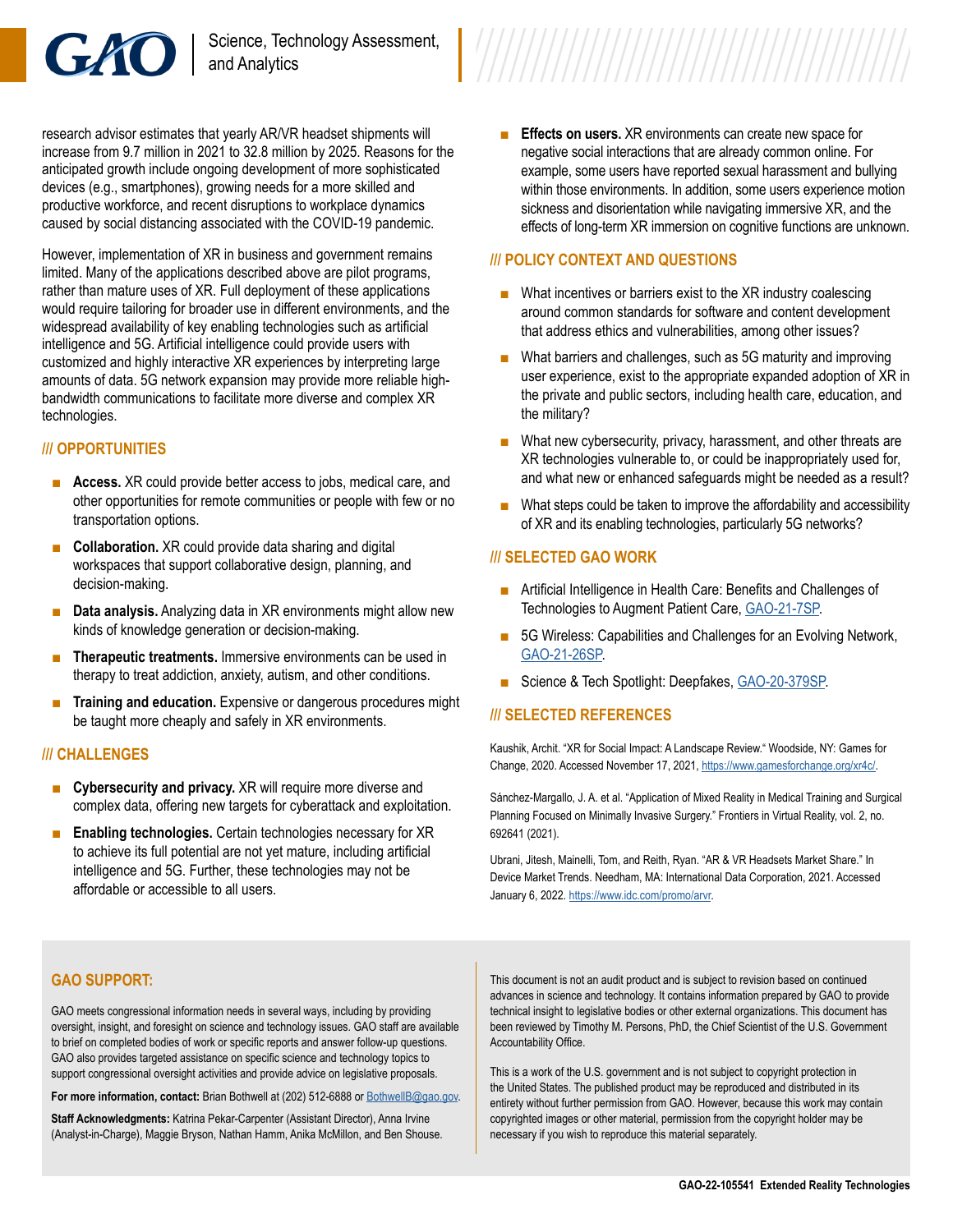research advisor estimates that yearly AR/VR headset shipments will increase from 9.7 million in 2021 to 32.8 million by 2025. Reasons for the anticipated growth include ongoing development of more sophisticated devices (e.g., smartphones), growing needs for a more skilled and productive workforce, and recent disruptions to workplace dynamics caused by social distancing associated with the COVID-19 pandemic.

However, implementation of XR in business and government remains limited. Many of the applications described above are pilot programs, rather than mature uses of XR. Full deployment of these applications would require tailoring for broader use in different environments, and the widespread availability of key enabling technologies such as artificial intelligence and 5G. Artificial intelligence could provide users with customized and highly interactive XR experiences by interpreting large amounts of data. 5G network expansion may provide more reliable high-bandwidth communications to facilitate more diverse and complex XR technologies.

## /// OPPORTUNITIES

- **Access.** XR could provide better access to jobs, medical care, and other opportunities for remote communities or people with few or no transportation options.
- **Collaboration.** XR could provide data sharing and digital workspaces that support collaborative design, planning, and decision-making.
- **Data analysis.** Analyzing data in XR environments might allow new kinds of knowledge generation or decision-making.
- **Therapeutic treatments.** Immersive environments can be used in therapy to treat addiction, anxiety, autism, and other conditions.
- **Training and education.** Expensive or dangerous procedures might be taught more cheaply and safely in XR environments.

## /// CHALLENGES

- **Cybersecurity and privacy.** XR will require more diverse and complex data, offering new targets for cyberattack and exploitation.
- **Enabling technologies.** Certain technologies necessary for XR to achieve its full potential are not yet mature, including artificial intelligence and 5G. Further, these technologies may not be affordable or accessible to all users.
- **Effects on users.** XR environments can create new space for negative social interactions that are already common online. For example, some users have reported sexual harassment and bullying within those environments. In addition, some users experience motion sickness and disorientation while navigating immersive XR, and the effects of long-term XR immersion on cognitive functions are unknown.

## /// POLICY CONTEXT AND QUESTIONS

- What incentives or barriers exist to the XR industry coalescing around common standards for software and content development that address ethics and vulnerabilities, among other issues?
- What barriers and challenges, such as 5G maturity and improving user experience, exist to the appropriate expanded adoption of XR in the private and public sectors, including health care, education, and the military?
- What new cybersecurity, privacy, harassment, and other threats are XR technologies vulnerable to, or could be inappropriately used for, and what new or enhanced safeguards might be needed as a result?
- What steps could be taken to improve the affordability and accessibility of XR and its enabling technologies, particularly 5G networks?

## /// SELECTED GAO WORK

- Artificial Intelligence in Health Care: Benefits and Challenges of Technologies to Augment Patient Care, GAO-21-7SP.
- 5G Wireless: Capabilities and Challenges for an Evolving Network, GAO-21-26SP.
- Science & Tech Spotlight: Deepfakes, GAO-20-379SP.

## /// SELECTED REFERENCES

Kaushik, Archit. "XR for Social Impact: A Landscape Review." Woodside, NY: Games for Change, 2020. Accessed November 17, 2021, https://www.gamesforchange.org/xr4c/.

Sánchez-Margallo, J. A. et al. "Application of Mixed Reality in Medical Training and Surgical Planning Focused on Minimally Invasive Surgery." Frontiers in Virtual Reality, vol. 2, no. 692641 (2021).

Ubrani, Jitesh, Mainelli, Tom, and Reith, Ryan. "AR & VR Headsets Market Share." In Device Market Trends. Needham, MA: International Data Corporation, 2021. Accessed January 6, 2022. https://www.idc.com/promo/arvr.

## GAO SUPPORT:

GAO meets congressional information needs in several ways, including by providing oversight, insight, and foresight on science and technology issues. GAO staff are available to brief on completed bodies of work or specific reports and answer follow-up questions. GAO also provides targeted assistance on specific science and technology topics to support congressional oversight activities and provide advice on legislative proposals.

**For more information, contact:** Brian Bothwell at (202) 512-6888 or BothwellB@gao.gov.

**Staff Acknowledgments:** Katrina Pekar-Carpenter (Assistant Director), Anna Irvine (Analyst-in-Charge), Maggie Bryson, Nathan Hamm, Anika McMillon, and Ben Shouse.

This document is not an audit product and is subject to revision based on continued advances in science and technology. It contains information prepared by GAO to provide technical insight to legislative bodies or other external organizations. This document has been reviewed by Timothy M. Persons, PhD, the Chief Scientist of the U.S. Government Accountability Office.

This is a work of the U.S. government and is not subject to copyright protection in the United States. The published product may be reproduced and distributed in its entirety without further permission from GAO. However, because this work may contain copyrighted images or other material, permission from the copyright holder may be necessary if you wish to reproduce this material separately.